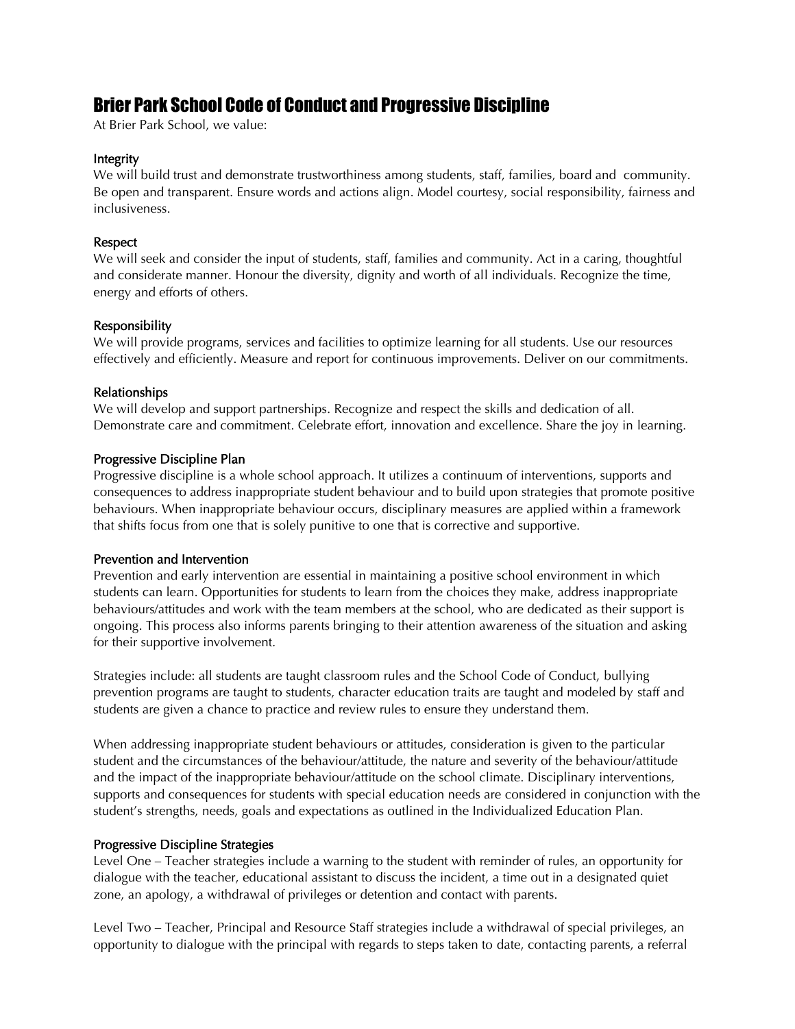# Brier Park School Code of Conduct and Progressive Discipline

At Brier Park School, we value:

### Integrity

We will build trust and demonstrate trustworthiness among students, staff, families, board and community. Be open and transparent. Ensure words and actions align. Model courtesy, social responsibility, fairness and inclusiveness.

### Respect

We will seek and consider the input of students, staff, families and community. Act in a caring, thoughtful and considerate manner. Honour the diversity, dignity and worth of all individuals. Recognize the time, energy and efforts of others.

### Responsibility

We will provide programs, services and facilities to optimize learning for all students. Use our resources effectively and efficiently. Measure and report for continuous improvements. Deliver on our commitments.

### Relationships

We will develop and support partnerships. Recognize and respect the skills and dedication of all. Demonstrate care and commitment. Celebrate effort, innovation and excellence. Share the joy in learning.

### Progressive Discipline Plan

Progressive discipline is a whole school approach. It utilizes a continuum of interventions, supports and consequences to address inappropriate student behaviour and to build upon strategies that promote positive behaviours. When inappropriate behaviour occurs, disciplinary measures are applied within a framework that shifts focus from one that is solely punitive to one that is corrective and supportive.

### Prevention and Intervention

Prevention and early intervention are essential in maintaining a positive school environment in which students can learn. Opportunities for students to learn from the choices they make, address inappropriate behaviours/attitudes and work with the team members at the school, who are dedicated as their support is ongoing. This process also informs parents bringing to their attention awareness of the situation and asking for their supportive involvement.

Strategies include: all students are taught classroom rules and the School Code of Conduct, bullying prevention programs are taught to students, character education traits are taught and modeled by staff and students are given a chance to practice and review rules to ensure they understand them.

When addressing inappropriate student behaviours or attitudes, consideration is given to the particular student and the circumstances of the behaviour/attitude, the nature and severity of the behaviour/attitude and the impact of the inappropriate behaviour/attitude on the school climate. Disciplinary interventions, supports and consequences for students with special education needs are considered in conjunction with the student's strengths, needs, goals and expectations as outlined in the Individualized Education Plan.

### Progressive Discipline Strategies

Level One – Teacher strategies include a warning to the student with reminder of rules, an opportunity for dialogue with the teacher, educational assistant to discuss the incident, a time out in a designated quiet zone, an apology, a withdrawal of privileges or detention and contact with parents.

Level Two – Teacher, Principal and Resource Staff strategies include a withdrawal of special privileges, an opportunity to dialogue with the principal with regards to steps taken to date, contacting parents, a referral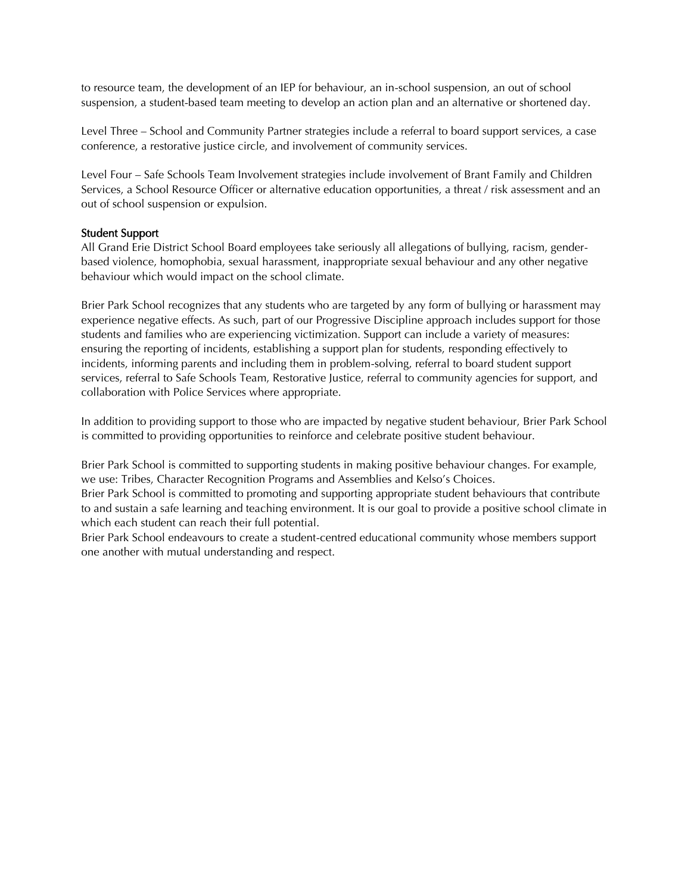to resource team, the development of an IEP for behaviour, an in-school suspension, an out of school suspension, a student-based team meeting to develop an action plan and an alternative or shortened day.

Level Three – School and Community Partner strategies include a referral to board support services, a case conference, a restorative justice circle, and involvement of community services.

Level Four – Safe Schools Team Involvement strategies include involvement of Brant Family and Children Services, a School Resource Officer or alternative education opportunities, a threat / risk assessment and an out of school suspension or expulsion.

## Student Support

All Grand Erie District School Board employees take seriously all allegations of bullying, racism, gender-based violence, homophobia, sexual harassment, inappropriate sexual behaviour and any other negative behaviour which would impact on the school climate.

Brier Park School recognizes that any students who are targeted by any form of bullying or harassment may experience negative effects. As such, part of our Progressive Discipline approach includes support for those students and families who are experiencing victimization. Support can include a variety of measures: ensuring the reporting of incidents, establishing a support plan for students, responding effectively to incidents, informing parents and including them in problem-solving, referral to board student support services, referral to Safe Schools Team, Restorative Justice, referral to community agencies for support, and collaboration with Police Services where appropriate.

In addition to providing support to those who are impacted by negative student behaviour, Brier Park School is committed to providing opportunities to reinforce and celebrate positive student behaviour.

Brier Park School is committed to supporting students in making positive behaviour changes. For example, we use: Tribes, Character Recognition Programs and Assemblies and Kelso's Choices.
Brier Park School is committed to promoting and supporting appropriate student behaviours that contribute to and sustain a safe learning and teaching environment. It is our goal to provide a positive school climate in which each student can reach their full potential.
Brier Park School endeavours to create a student-centred educational community whose members support one another with mutual understanding and respect.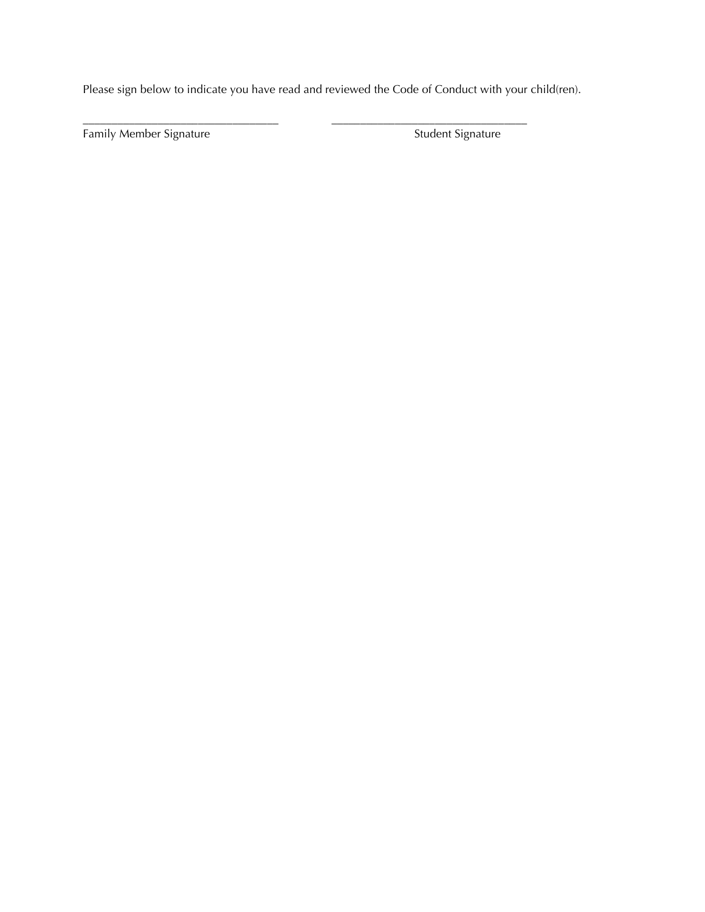Please sign below to indicate you have read and reviewed the Code of Conduct with your child(ren).

\_\_\_\_\_\_\_\_\_\_\_\_\_\_\_\_\_\_\_\_\_\_\_\_\_\_\_\_\_\_\_\_\_\_ \_\_\_\_\_\_\_\_\_\_\_\_\_\_\_\_\_\_\_\_\_\_\_\_\_\_\_\_\_\_\_\_\_\_

Family Member Signature Student Signature